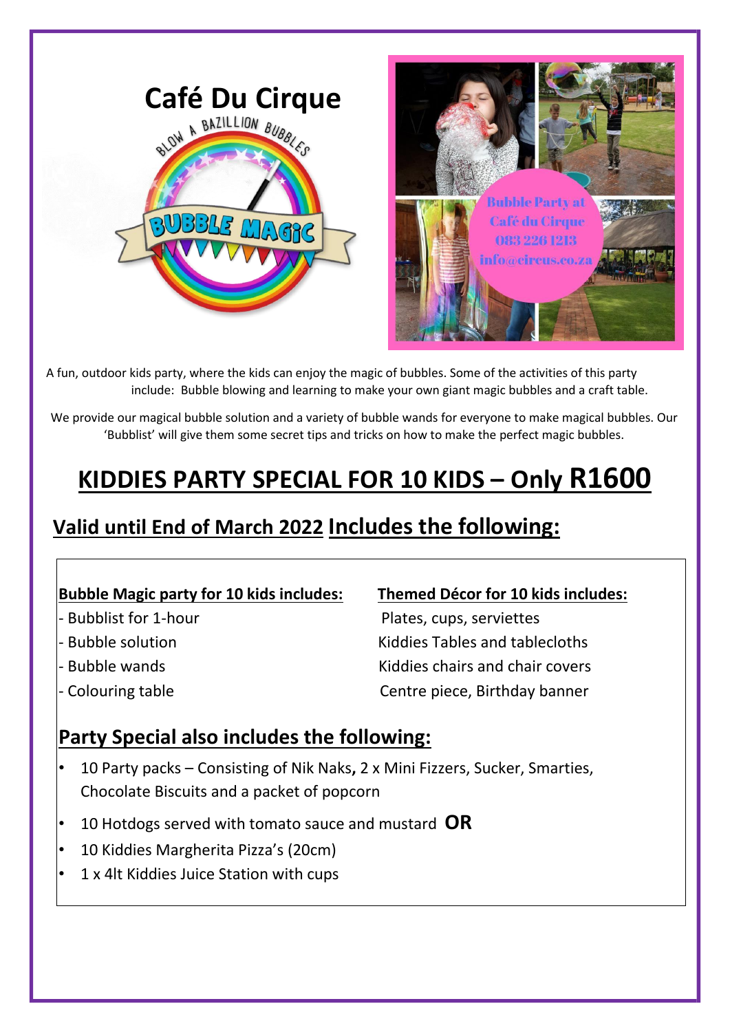# Café Du Cirque

A fun, outdoor kids party, where the kids can enjoy the magic of bubbles. Some of the activities of this party include: Bubble blowing and learning to make your own giant magic bubbles and a craft table.

We provide our magical bubble solution and a variety of bubble wands for everyone to make magical bubbles. Our 'Bubblist' will give them some secret tips and tricks on how to make the perfect magic bubbles.

# KIDDIES PARTY SPECIAL FOR 10 KIDS – Only R1600

## Valid until End of March 2022 Includes the following:

**Bubble Magic party for 10 kids includes:**

- Bubblist for 1-hour
- Bubble solution
- Bubble wands
- Colouring table

**Themed Décor for 10 kids includes:**

Plates, cups, serviettes
Kiddies Tables and tablecloths
Kiddies chairs and chair covers
Centre piece, Birthday banner

### Party Special also includes the following:

- 10 Party packs – Consisting of Nik Naks**,** 2 x Mini Fizzers, Sucker, Smarties, Chocolate Biscuits and a packet of popcorn
- 10 Hotdogs served with tomato sauce and mustard **OR**
- 10 Kiddies Margherita Pizza's (20cm)
- 1 x 4lt Kiddies Juice Station with cups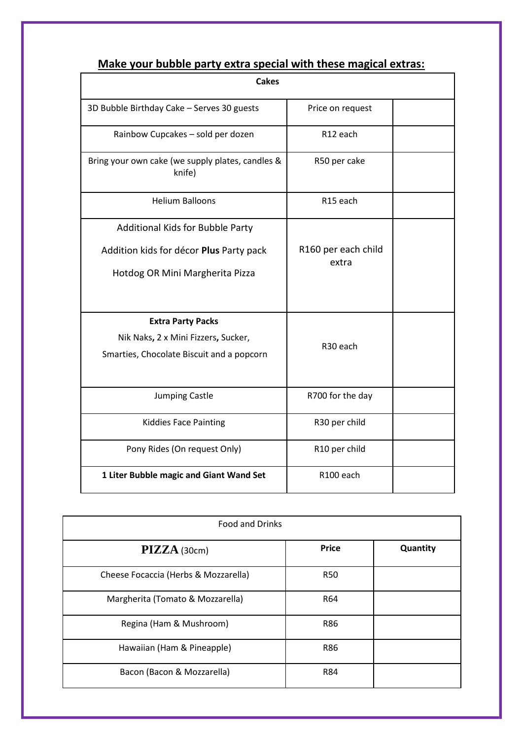## **Make your bubble party extra special with these magical extras:**

| **Cakes** | | |
|---|---|---|
| 3D Bubble Birthday Cake – Serves 30 guests | Price on request | |
| Rainbow Cupcakes – sold per dozen | R12 each | |
| Bring your own cake (we supply plates, candles & knife) | R50 per cake | |
| Helium Balloons | R15 each | |
| Additional Kids for Bubble Party<br>Addition kids for décor **Plus** Party pack<br>Hotdog OR Mini Margherita Pizza | R160 per each child extra | |
| **Extra Party Packs**<br>Nik Naks**,** 2 x Mini Fizzers**,** Sucker,<br>Smarties, Chocolate Biscuit and a popcorn | R30 each | |
| Jumping Castle | R700 for the day | |
| Kiddies Face Painting | R30 per child | |
| Pony Rides (On request Only) | R10 per child | |
| **1 Liter Bubble magic and Giant Wand Set** | R100 each | |

| Food and Drinks | | |
|---|---|---|
| **PIZZA** (30cm) | **Price** | **Quantity** |
| Cheese Focaccia (Herbs & Mozzarella) | R50 | |
| Margherita (Tomato & Mozzarella) | R64 | |
| Regina (Ham & Mushroom) | R86 | |
| Hawaiian (Ham & Pineapple) | R86 | |
| Bacon (Bacon & Mozzarella) | R84 | |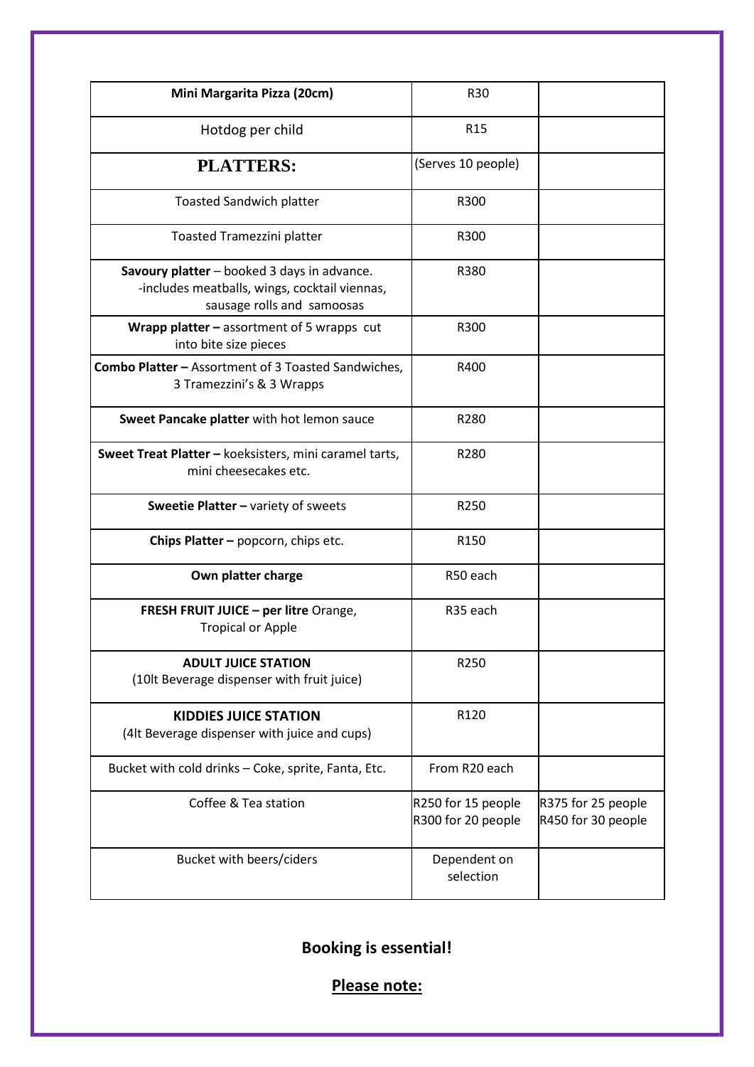| **Mini Margarita Pizza (20cm)** | R30 | |
|---|---|---|
| Hotdog per child | R15 | |
| **PLATTERS:** | (Serves 10 people) | |
| Toasted Sandwich platter | R300 | |
| Toasted Tramezzini platter | R300 | |
| **Savoury platter** – booked 3 days in advance. -includes meatballs, wings, cocktail viennas, sausage rolls and samoosas | R380 | |
| **Wrapp platter –** assortment of 5 wrapps cut into bite size pieces | R300 | |
| **Combo Platter –** Assortment of 3 Toasted Sandwiches, 3 Tramezzini's & 3 Wrapps | R400 | |
| **Sweet Pancake platter** with hot lemon sauce | R280 | |
| **Sweet Treat Platter –** koeksisters, mini caramel tarts, mini cheesecakes etc. | R280 | |
| **Sweetie Platter –** variety of sweets | R250 | |
| **Chips Platter –** popcorn, chips etc. | R150 | |
| **Own platter charge** | R50 each | |
| **FRESH FRUIT JUICE – per litre** Orange, Tropical or Apple | R35 each | |
| **ADULT JUICE STATION** (10lt Beverage dispenser with fruit juice) | R250 | |
| **KIDDIES JUICE STATION** (4lt Beverage dispenser with juice and cups) | R120 | |
| Bucket with cold drinks – Coke, sprite, Fanta, Etc. | From R20 each | |
| Coffee & Tea station | R250 for 15 people R300 for 20 people | R375 for 25 people R450 for 30 people |
| Bucket with beers/ciders | Dependent on selection | |

**Booking is essential!**

**Please note:**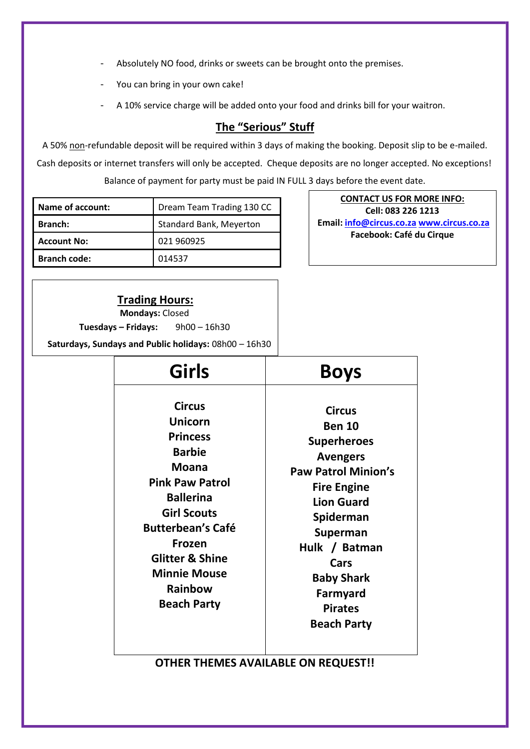- Absolutely NO food, drinks or sweets can be brought onto the premises.
- You can bring in your own cake!
- A 10% service charge will be added onto your food and drinks bill for your waitron.

## The "Serious" Stuff

A 50% non-refundable deposit will be required within 3 days of making the booking. Deposit slip to be e-mailed.

Cash deposits or internet transfers will only be accepted. Cheque deposits are no longer accepted. No exceptions!

Balance of payment for party must be paid IN FULL 3 days before the event date.

| | |
|---|---|
| **Name of account:** | Dream Team Trading 130 CC |
| **Branch:** | Standard Bank, Meyerton |
| **Account No:** | 021 960925 |
| **Branch code:** | 014537 |

**CONTACT US FOR MORE INFO:**
**Cell: 083 226 1213**
**Email: info@circus.co.za www.circus.co.za**
**Facebook: Café du Cirque**

**Trading Hours:**
**Mondays:** Closed
**Tuesdays – Fridays:** 9h00 – 16h30
**Saturdays, Sundays and Public holidays:** 08h00 – 16h30

| Girls | Boys |
|---|---|
| Circus | Circus |
| Unicorn | Ben 10 |
| Princess | Superheroes |
| Barbie | Avengers |
| Moana | Paw Patrol Minion's |
| Pink Paw Patrol | Fire Engine |
| Ballerina | Lion Guard |
| Girl Scouts | Spiderman |
| Butterbean's Café | Superman |
| Frozen | Hulk / Batman |
| Glitter & Shine | Cars |
| Minnie Mouse | Baby Shark |
| Rainbow | Farmyard |
| Beach Party | Pirates |
| | Beach Party |

**OTHER THEMES AVAILABLE ON REQUEST!!**